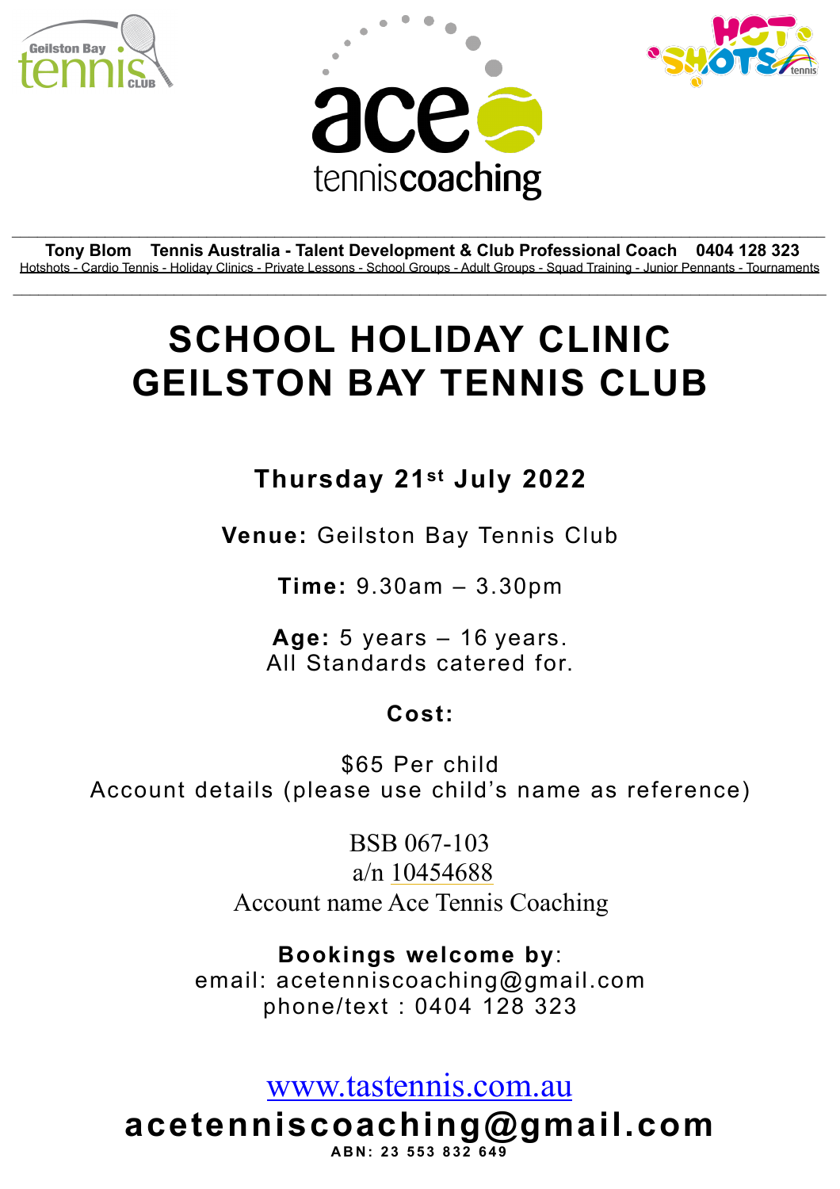Geilston Bay tennis CLUB

ace tenniscoaching

HOT SHOTS tennis

**Tony Blom Tennis Australia - Talent Development & Club Professional Coach 0404 128 323**

Hotshots - Cardio Tennis - Holiday Clinics - Private Lessons - School Groups - Adult Groups - Squad Training - Junior Pennants - Tournaments

# SCHOOL HOLIDAY CLINIC
# GEILSTON BAY TENNIS CLUB

**Thursday 21st July 2022**

**Venue:** Geilston Bay Tennis Club

**Time:** 9.30am – 3.30pm

**Age:** 5 years – 16 years.
All Standards catered for.

**Cost:**

$65 Per child
Account details (please use child's name as reference)

BSB 067-103
a/n 10454688
Account name Ace Tennis Coaching

**Bookings welcome by**:
email: acetenniscoaching@gmail.com
phone/text : 0404 128 323

www.tastennis.com.au

**acetenniscoaching@gmail.com**

**ABN: 23 553 832 649**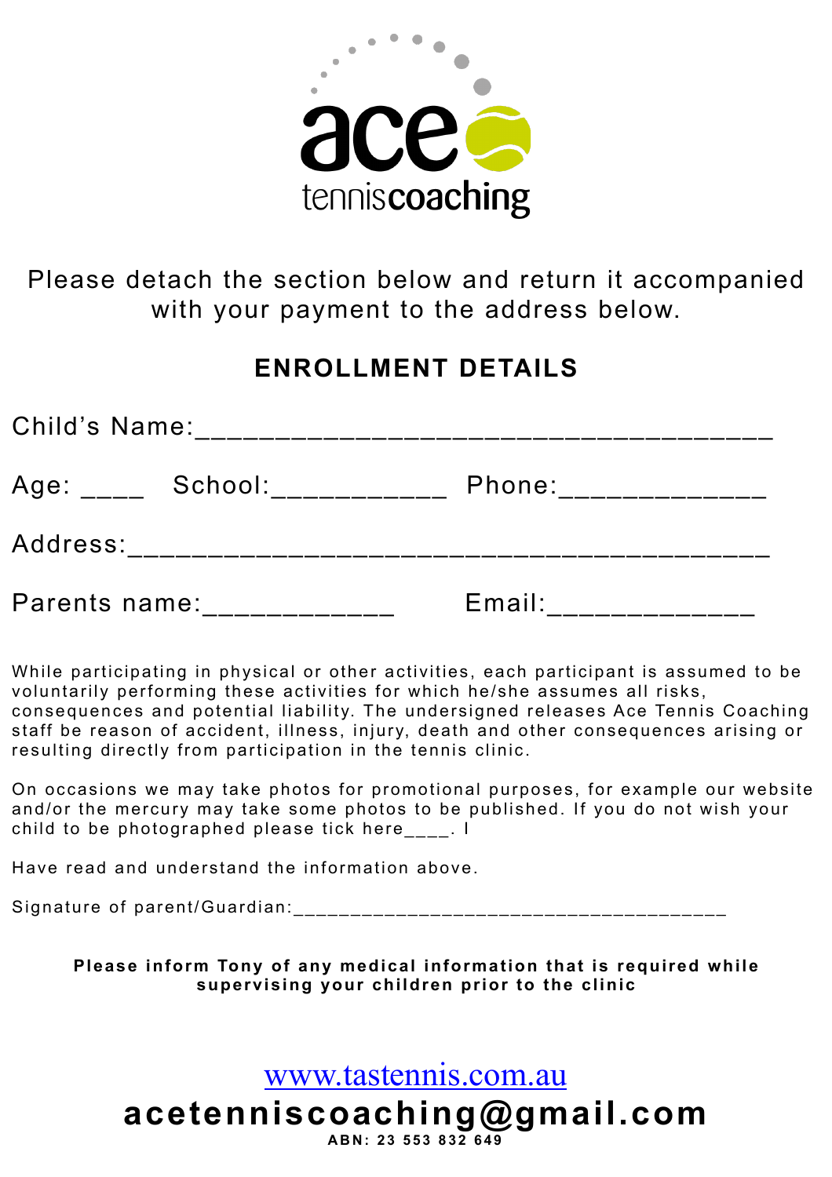ace tenniscoaching

Please detach the section below and return it accompanied with your payment to the address below.

## ENROLLMENT DETAILS

Child's Name:_____________________________________

Age: ____ School:___________ Phone:_____________

Address:__________________________________________

Parents name:____________ Email:_____________

While participating in physical or other activities, each participant is assumed to be voluntarily performing these activities for which he/she assumes all risks, consequences and potential liability. The undersigned releases Ace Tennis Coaching staff be reason of accident, illness, injury, death and other consequences arising or resulting directly from participation in the tennis clinic.

On occasions we may take photos for promotional purposes, for example our website and/or the mercury may take some photos to be published. If you do not wish your child to be photographed please tick here____. I

Have read and understand the information above.

Signature of parent/Guardian:_____________________________________

**Please inform Tony of any medical information that is required while supervising your children prior to the clinic**

[www.tastennis.com.au](http://www.tastennis.com.au)

**acetenniscoaching@gmail.com**

**ABN: 23 553 832 649**